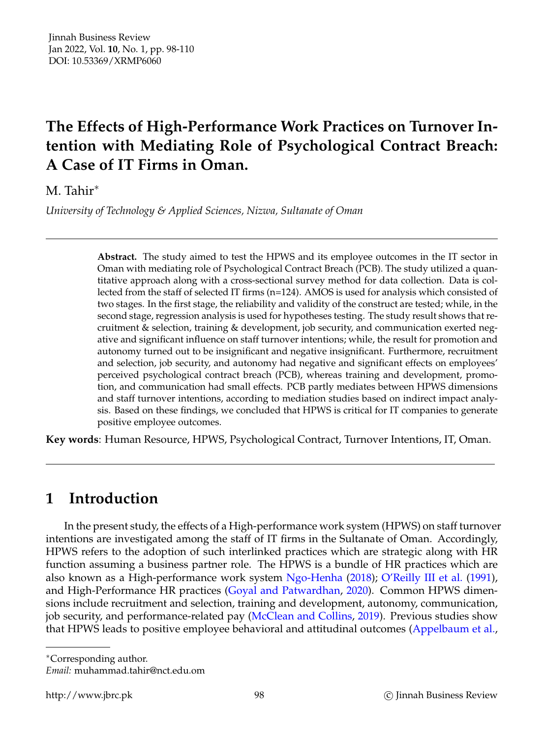# The Effects of High-Performance Work Practices on Turnover Intention with Mediating Role of Psychological Contract Breach: A Case of IT Firms in Oman.

M. Tahir*

*University of Technology & Applied Sciences, Nizwa, Sultanate of Oman*

---

**Abstract.** The study aimed to test the HPWS and its employee outcomes in the IT sector in Oman with mediating role of Psychological Contract Breach (PCB). The study utilized a quantitative approach along with a cross-sectional survey method for data collection. Data is collected from the staff of selected IT firms (n=124). AMOS is used for analysis which consisted of two stages. In the first stage, the reliability and validity of the construct are tested; while, in the second stage, regression analysis is used for hypotheses testing. The study result shows that recruitment & selection, training & development, job security, and communication exerted negative and significant influence on staff turnover intentions; while, the result for promotion and autonomy turned out to be insignificant and negative insignificant. Furthermore, recruitment and selection, job security, and autonomy had negative and significant effects on employees' perceived psychological contract breach (PCB), whereas training and development, promotion, and communication had small effects. PCB partly mediates between HPWS dimensions and staff turnover intentions, according to mediation studies based on indirect impact analysis. Based on these findings, we concluded that HPWS is critical for IT companies to generate positive employee outcomes.

**Key words**: Human Resource, HPWS, Psychological Contract, Turnover Intentions, IT, Oman.

---

## 1 Introduction

In the present study, the effects of a High-performance work system (HPWS) on staff turnover intentions are investigated among the staff of IT firms in the Sultanate of Oman. Accordingly, HPWS refers to the adoption of such interlinked practices which are strategic along with HR function assuming a business partner role. The HPWS is a bundle of HR practices which are also known as a High-performance work system Ngo-Henha (2018); O'Reilly III et al. (1991), and High-Performance HR practices (Goyal and Patwardhan, 2020). Common HPWS dimensions include recruitment and selection, training and development, autonomy, communication, job security, and performance-related pay (McClean and Collins, 2019). Previous studies show that HPWS leads to positive employee behavioral and attitudinal outcomes (Appelbaum et al.,

---

*Corresponding author.
*Email:* muhammad.tahir@nct.edu.om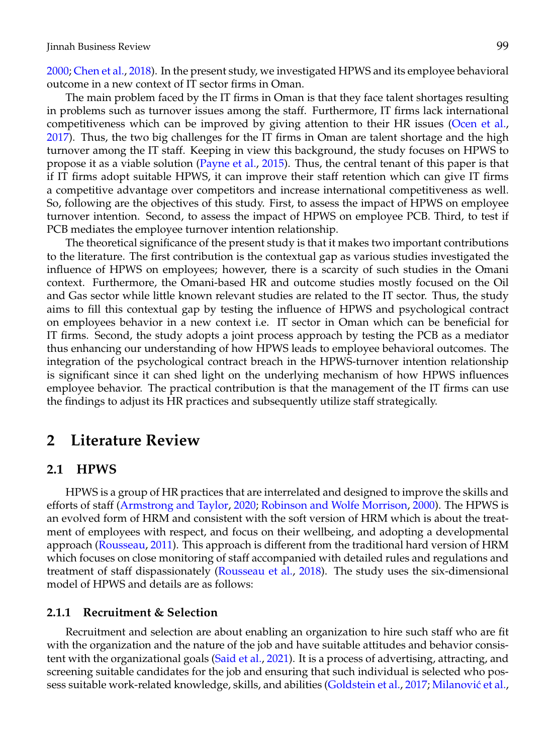2000; Chen et al., 2018). In the present study, we investigated HPWS and its employee behavioral outcome in a new context of IT sector firms in Oman.

The main problem faced by the IT firms in Oman is that they face talent shortages resulting in problems such as turnover issues among the staff. Furthermore, IT firms lack international competitiveness which can be improved by giving attention to their HR issues (Ocen et al., 2017). Thus, the two big challenges for the IT firms in Oman are talent shortage and the high turnover among the IT staff. Keeping in view this background, the study focuses on HPWS to propose it as a viable solution (Payne et al., 2015). Thus, the central tenant of this paper is that if IT firms adopt suitable HPWS, it can improve their staff retention which can give IT firms a competitive advantage over competitors and increase international competitiveness as well. So, following are the objectives of this study. First, to assess the impact of HPWS on employee turnover intention. Second, to assess the impact of HPWS on employee PCB. Third, to test if PCB mediates the employee turnover intention relationship.

The theoretical significance of the present study is that it makes two important contributions to the literature. The first contribution is the contextual gap as various studies investigated the influence of HPWS on employees; however, there is a scarcity of such studies in the Omani context. Furthermore, the Omani-based HR and outcome studies mostly focused on the Oil and Gas sector while little known relevant studies are related to the IT sector. Thus, the study aims to fill this contextual gap by testing the influence of HPWS and psychological contract on employees behavior in a new context i.e. IT sector in Oman which can be beneficial for IT firms. Second, the study adopts a joint process approach by testing the PCB as a mediator thus enhancing our understanding of how HPWS leads to employee behavioral outcomes. The integration of the psychological contract breach in the HPWS-turnover intention relationship is significant since it can shed light on the underlying mechanism of how HPWS influences employee behavior. The practical contribution is that the management of the IT firms can use the findings to adjust its HR practices and subsequently utilize staff strategically.

## 2 Literature Review

### 2.1 HPWS

HPWS is a group of HR practices that are interrelated and designed to improve the skills and efforts of staff (Armstrong and Taylor, 2020; Robinson and Wolfe Morrison, 2000). The HPWS is an evolved form of HRM and consistent with the soft version of HRM which is about the treatment of employees with respect, and focus on their wellbeing, and adopting a developmental approach (Rousseau, 2011). This approach is different from the traditional hard version of HRM which focuses on close monitoring of staff accompanied with detailed rules and regulations and treatment of staff dispassionately (Rousseau et al., 2018). The study uses the six-dimensional model of HPWS and details are as follows:

#### 2.1.1 Recruitment & Selection

Recruitment and selection are about enabling an organization to hire such staff who are fit with the organization and the nature of the job and have suitable attitudes and behavior consistent with the organizational goals (Said et al., 2021). It is a process of advertising, attracting, and screening suitable candidates for the job and ensuring that such individual is selected who possess suitable work-related knowledge, skills, and abilities (Goldstein et al., 2017; Milanović et al.,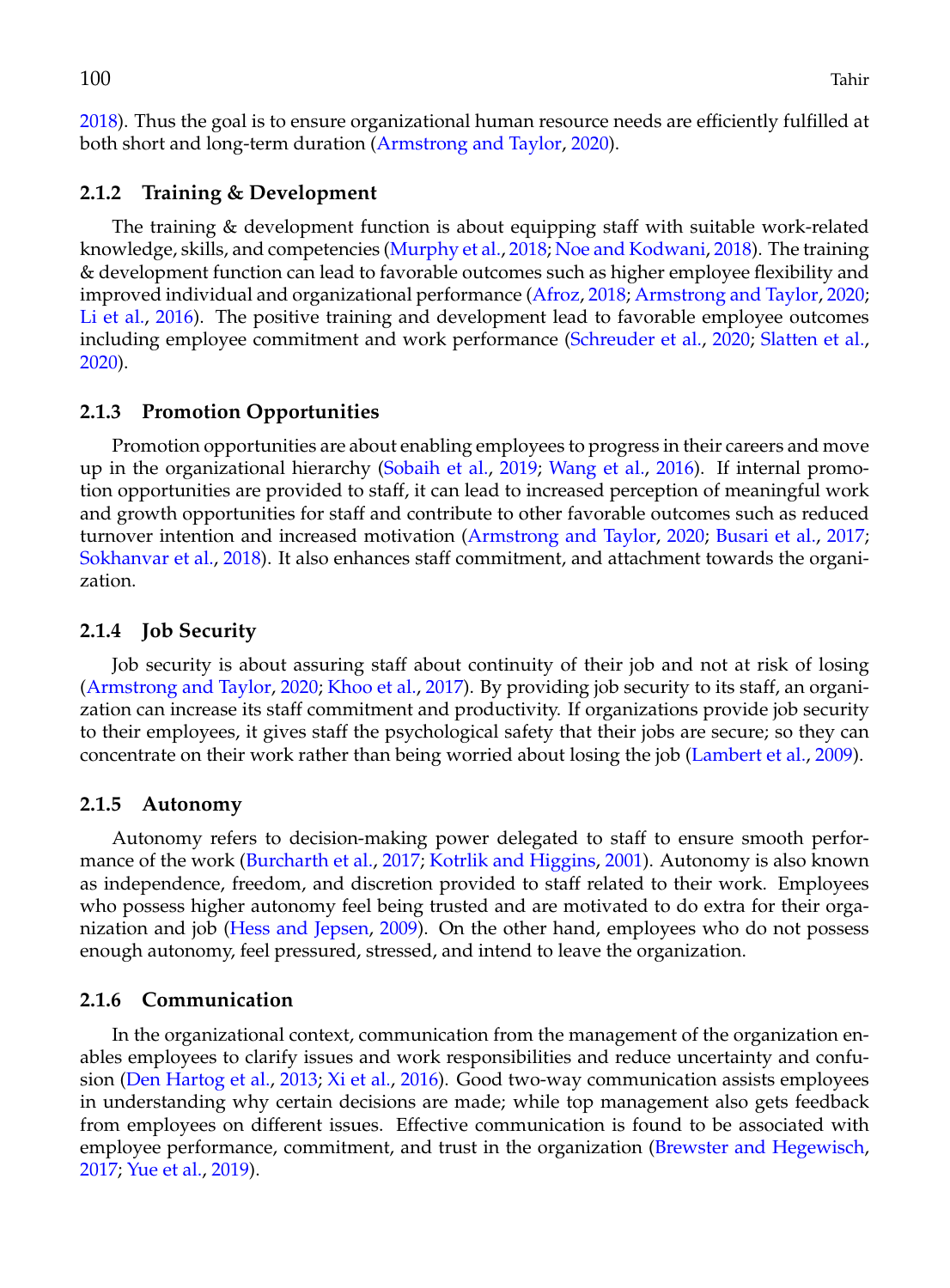2018). Thus the goal is to ensure organizational human resource needs are efficiently fulfilled at both short and long-term duration (Armstrong and Taylor, 2020).

#### 2.1.2 Training & Development

The training & development function is about equipping staff with suitable work-related knowledge, skills, and competencies (Murphy et al., 2018; Noe and Kodwani, 2018). The training & development function can lead to favorable outcomes such as higher employee flexibility and improved individual and organizational performance (Afroz, 2018; Armstrong and Taylor, 2020; Li et al., 2016). The positive training and development lead to favorable employee outcomes including employee commitment and work performance (Schreuder et al., 2020; Slatten et al., 2020).

#### 2.1.3 Promotion Opportunities

Promotion opportunities are about enabling employees to progress in their careers and move up in the organizational hierarchy (Sobaih et al., 2019; Wang et al., 2016). If internal promotion opportunities are provided to staff, it can lead to increased perception of meaningful work and growth opportunities for staff and contribute to other favorable outcomes such as reduced turnover intention and increased motivation (Armstrong and Taylor, 2020; Busari et al., 2017; Sokhanvar et al., 2018). It also enhances staff commitment, and attachment towards the organization.

#### 2.1.4 Job Security

Job security is about assuring staff about continuity of their job and not at risk of losing (Armstrong and Taylor, 2020; Khoo et al., 2017). By providing job security to its staff, an organization can increase its staff commitment and productivity. If organizations provide job security to their employees, it gives staff the psychological safety that their jobs are secure; so they can concentrate on their work rather than being worried about losing the job (Lambert et al., 2009).

#### 2.1.5 Autonomy

Autonomy refers to decision-making power delegated to staff to ensure smooth performance of the work (Burcharth et al., 2017; Kotrlik and Higgins, 2001). Autonomy is also known as independence, freedom, and discretion provided to staff related to their work. Employees who possess higher autonomy feel being trusted and are motivated to do extra for their organization and job (Hess and Jepsen, 2009). On the other hand, employees who do not possess enough autonomy, feel pressured, stressed, and intend to leave the organization.

#### 2.1.6 Communication

In the organizational context, communication from the management of the organization enables employees to clarify issues and work responsibilities and reduce uncertainty and confusion (Den Hartog et al., 2013; Xi et al., 2016). Good two-way communication assists employees in understanding why certain decisions are made; while top management also gets feedback from employees on different issues. Effective communication is found to be associated with employee performance, commitment, and trust in the organization (Brewster and Hegewisch, 2017; Yue et al., 2019).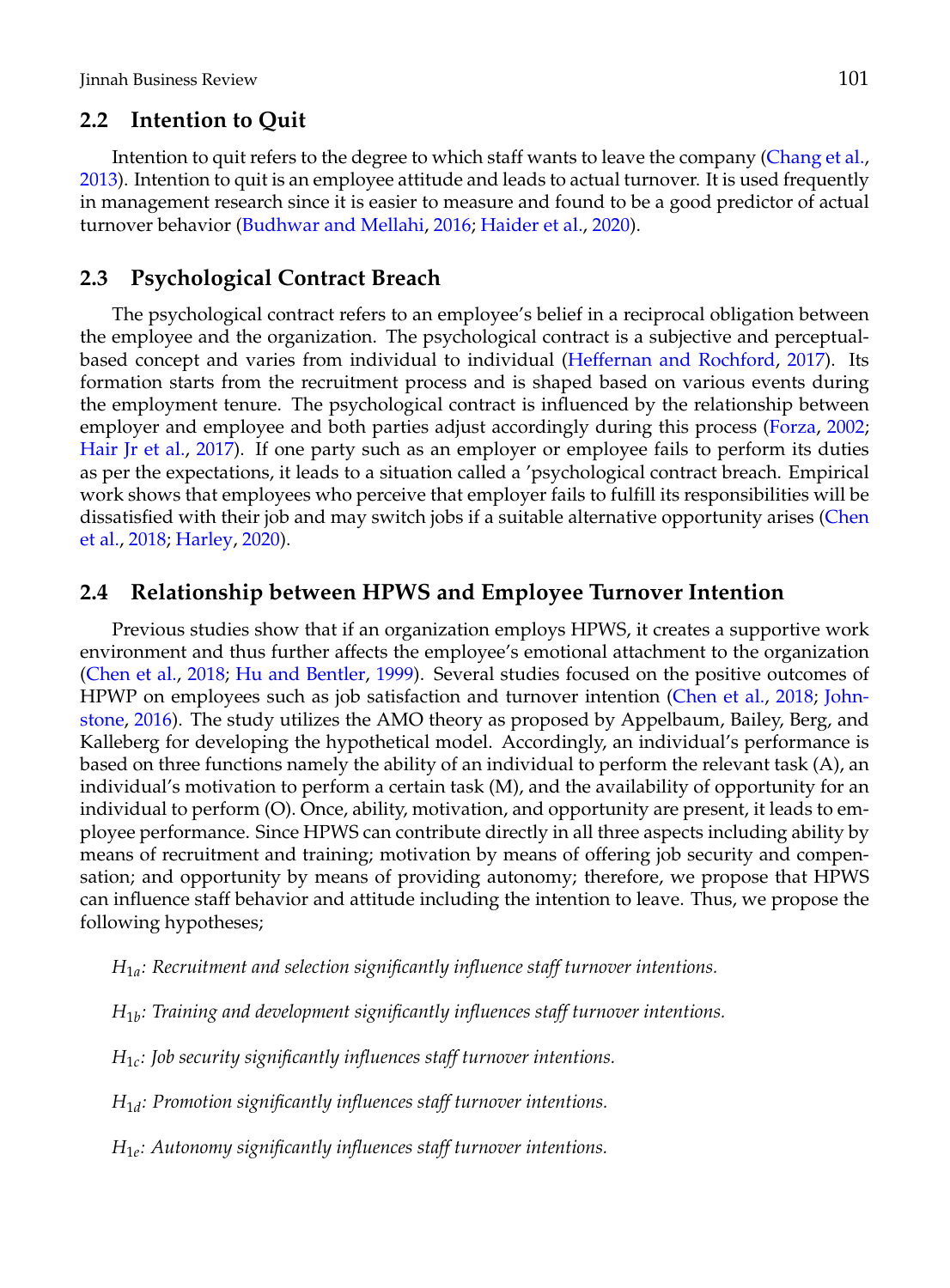## 2.2 Intention to Quit

Intention to quit refers to the degree to which staff wants to leave the company (Chang et al., 2013). Intention to quit is an employee attitude and leads to actual turnover. It is used frequently in management research since it is easier to measure and found to be a good predictor of actual turnover behavior (Budhwar and Mellahi, 2016; Haider et al., 2020).

## 2.3 Psychological Contract Breach

The psychological contract refers to an employee's belief in a reciprocal obligation between the employee and the organization. The psychological contract is a subjective and perceptual-based concept and varies from individual to individual (Heffernan and Rochford, 2017). Its formation starts from the recruitment process and is shaped based on various events during the employment tenure. The psychological contract is influenced by the relationship between employer and employee and both parties adjust accordingly during this process (Forza, 2002; Hair Jr et al., 2017). If one party such as an employer or employee fails to perform its duties as per the expectations, it leads to a situation called a 'psychological contract breach. Empirical work shows that employees who perceive that employer fails to fulfill its responsibilities will be dissatisfied with their job and may switch jobs if a suitable alternative opportunity arises (Chen et al., 2018; Harley, 2020).

## 2.4 Relationship between HPWS and Employee Turnover Intention

Previous studies show that if an organization employs HPWS, it creates a supportive work environment and thus further affects the employee's emotional attachment to the organization (Chen et al., 2018; Hu and Bentler, 1999). Several studies focused on the positive outcomes of HPWP on employees such as job satisfaction and turnover intention (Chen et al., 2018; Johnstone, 2016). The study utilizes the AMO theory as proposed by Appelbaum, Bailey, Berg, and Kalleberg for developing the hypothetical model. Accordingly, an individual's performance is based on three functions namely the ability of an individual to perform the relevant task (A), an individual's motivation to perform a certain task (M), and the availability of opportunity for an individual to perform (O). Once, ability, motivation, and opportunity are present, it leads to employee performance. Since HPWS can contribute directly in all three aspects including ability by means of recruitment and training; motivation by means of offering job security and compensation; and opportunity by means of providing autonomy; therefore, we propose that HPWS can influence staff behavior and attitude including the intention to leave. Thus, we propose the following hypotheses;

$H_{1a}$: *Recruitment and selection significantly influence staff turnover intentions.*

$H_{1b}$: *Training and development significantly influences staff turnover intentions.*

$H_{1c}$: *Job security significantly influences staff turnover intentions.*

$H_{1d}$: *Promotion significantly influences staff turnover intentions.*

$H_{1e}$: *Autonomy significantly influences staff turnover intentions.*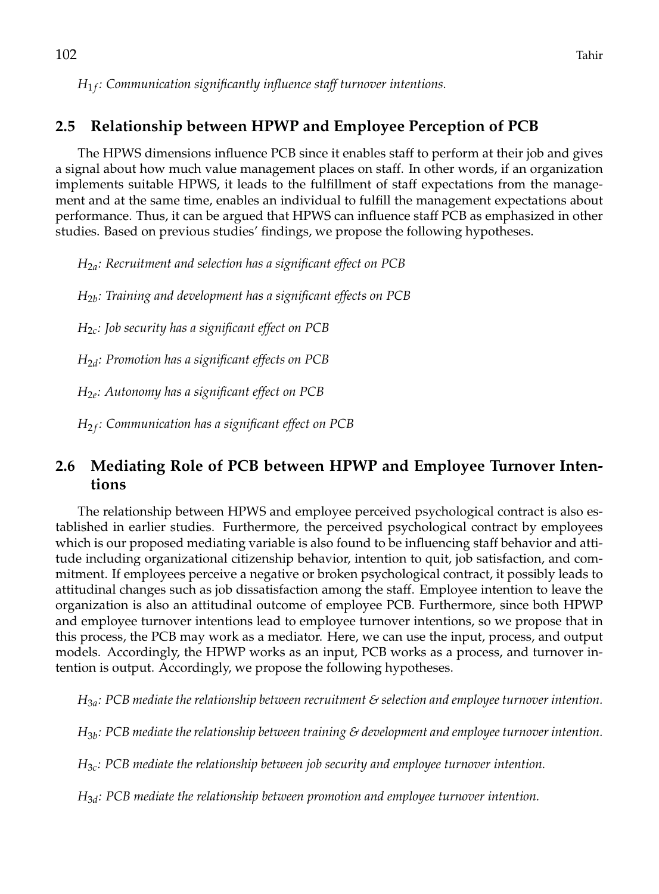*$H_{1f}$: Communication significantly influence staff turnover intentions.*

## 2.5 Relationship between HPWP and Employee Perception of PCB

The HPWS dimensions influence PCB since it enables staff to perform at their job and gives a signal about how much value management places on staff. In other words, if an organization implements suitable HPWS, it leads to the fulfillment of staff expectations from the management and at the same time, enables an individual to fulfill the management expectations about performance. Thus, it can be argued that HPWS can influence staff PCB as emphasized in other studies. Based on previous studies' findings, we propose the following hypotheses.

*$H_{2a}$: Recruitment and selection has a significant effect on PCB*

*$H_{2b}$: Training and development has a significant effects on PCB*

*$H_{2c}$: Job security has a significant effect on PCB*

*$H_{2d}$: Promotion has a significant effects on PCB*

*$H_{2e}$: Autonomy has a significant effect on PCB*

*$H_{2f}$: Communication has a significant effect on PCB*

## 2.6 Mediating Role of PCB between HPWP and Employee Turnover Intentions

The relationship between HPWS and employee perceived psychological contract is also established in earlier studies. Furthermore, the perceived psychological contract by employees which is our proposed mediating variable is also found to be influencing staff behavior and attitude including organizational citizenship behavior, intention to quit, job satisfaction, and commitment. If employees perceive a negative or broken psychological contract, it possibly leads to attitudinal changes such as job dissatisfaction among the staff. Employee intention to leave the organization is also an attitudinal outcome of employee PCB. Furthermore, since both HPWP and employee turnover intentions lead to employee turnover intentions, so we propose that in this process, the PCB may work as a mediator. Here, we can use the input, process, and output models. Accordingly, the HPWP works as an input, PCB works as a process, and turnover intention is output. Accordingly, we propose the following hypotheses.

*$H_{3a}$: PCB mediate the relationship between recruitment & selection and employee turnover intention.*

*$H_{3b}$: PCB mediate the relationship between training & development and employee turnover intention.*

*$H_{3c}$: PCB mediate the relationship between job security and employee turnover intention.*

*$H_{3d}$: PCB mediate the relationship between promotion and employee turnover intention.*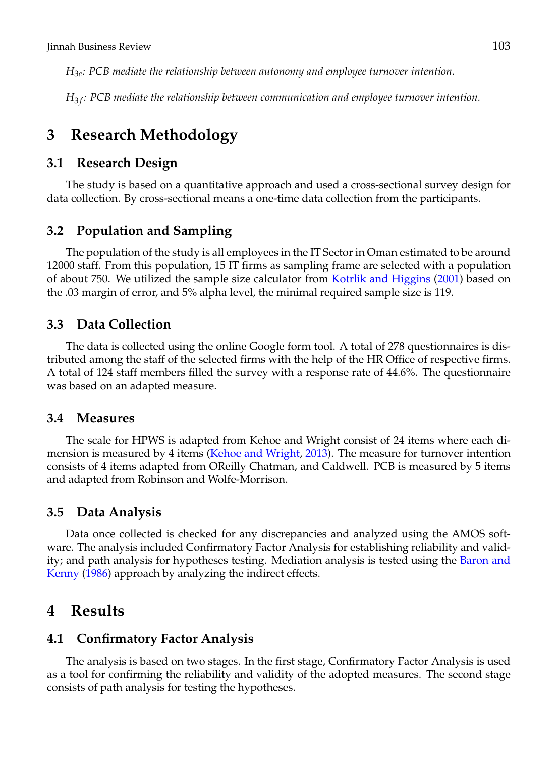*$H_{3e}$: PCB mediate the relationship between autonomy and employee turnover intention.*

*$H_{3f}$: PCB mediate the relationship between communication and employee turnover intention.*

# 3 Research Methodology

## 3.1 Research Design

The study is based on a quantitative approach and used a cross-sectional survey design for data collection. By cross-sectional means a one-time data collection from the participants.

## 3.2 Population and Sampling

The population of the study is all employees in the IT Sector in Oman estimated to be around 12000 staff. From this population, 15 IT firms as sampling frame are selected with a population of about 750. We utilized the sample size calculator from Kotrlik and Higgins (2001) based on the .03 margin of error, and 5% alpha level, the minimal required sample size is 119.

## 3.3 Data Collection

The data is collected using the online Google form tool. A total of 278 questionnaires is distributed among the staff of the selected firms with the help of the HR Office of respective firms. A total of 124 staff members filled the survey with a response rate of 44.6%. The questionnaire was based on an adapted measure.

## 3.4 Measures

The scale for HPWS is adapted from Kehoe and Wright consist of 24 items where each dimension is measured by 4 items (Kehoe and Wright, 2013). The measure for turnover intention consists of 4 items adapted from OReilly Chatman, and Caldwell. PCB is measured by 5 items and adapted from Robinson and Wolfe-Morrison.

## 3.5 Data Analysis

Data once collected is checked for any discrepancies and analyzed using the AMOS software. The analysis included Confirmatory Factor Analysis for establishing reliability and validity; and path analysis for hypotheses testing. Mediation analysis is tested using the Baron and Kenny (1986) approach by analyzing the indirect effects.

# 4 Results

## 4.1 Confirmatory Factor Analysis

The analysis is based on two stages. In the first stage, Confirmatory Factor Analysis is used as a tool for confirming the reliability and validity of the adopted measures. The second stage consists of path analysis for testing the hypotheses.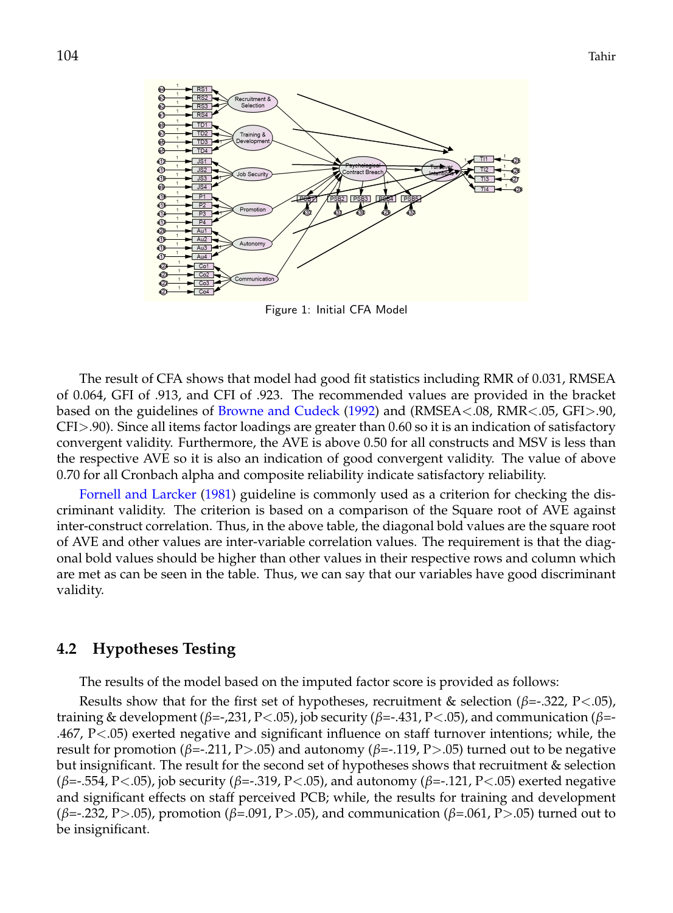Figure 1: Initial CFA Model

The result of CFA shows that model had good fit statistics including RMR of 0.031, RMSEA of 0.064, GFI of .913, and CFI of .923. The recommended values are provided in the bracket based on the guidelines of Browne and Cudeck (1992) and (RMSEA<.08, RMR<.05, GFI>.90, CFI>.90). Since all items factor loadings are greater than 0.60 so it is an indication of satisfactory convergent validity. Furthermore, the AVE is above 0.50 for all constructs and MSV is less than the respective AVE so it is also an indication of good convergent validity. The value of above 0.70 for all Cronbach alpha and composite reliability indicate satisfactory reliability.

Fornell and Larcker (1981) guideline is commonly used as a criterion for checking the discriminant validity. The criterion is based on a comparison of the Square root of AVE against inter-construct correlation. Thus, in the above table, the diagonal bold values are the square root of AVE and other values are inter-variable correlation values. The requirement is that the diagonal bold values should be higher than other values in their respective rows and column which are met as can be seen in the table. Thus, we can say that our variables have good discriminant validity.

## 4.2 Hypotheses Testing

The results of the model based on the imputed factor score is provided as follows:

Results show that for the first set of hypotheses, recruitment & selection ($\beta$=-.322, P<.05), training & development ($\beta$=-,231, P<.05), job security ($\beta$=-.431, P<.05), and communication ($\beta$=-.467, P<.05) exerted negative and significant influence on staff turnover intentions; while, the result for promotion ($\beta$=-.211, P>.05) and autonomy ($\beta$=-.119, P>.05) turned out to be negative but insignificant. The result for the second set of hypotheses shows that recruitment & selection ($\beta$=-.554, P<.05), job security ($\beta$=-.319, P<.05), and autonomy ($\beta$=-.121, P<.05) exerted negative and significant effects on staff perceived PCB; while, the results for training and development ($\beta$=-.232, P>.05), promotion ($\beta$=.091, P>.05), and communication ($\beta$=.061, P>.05) turned out to be insignificant.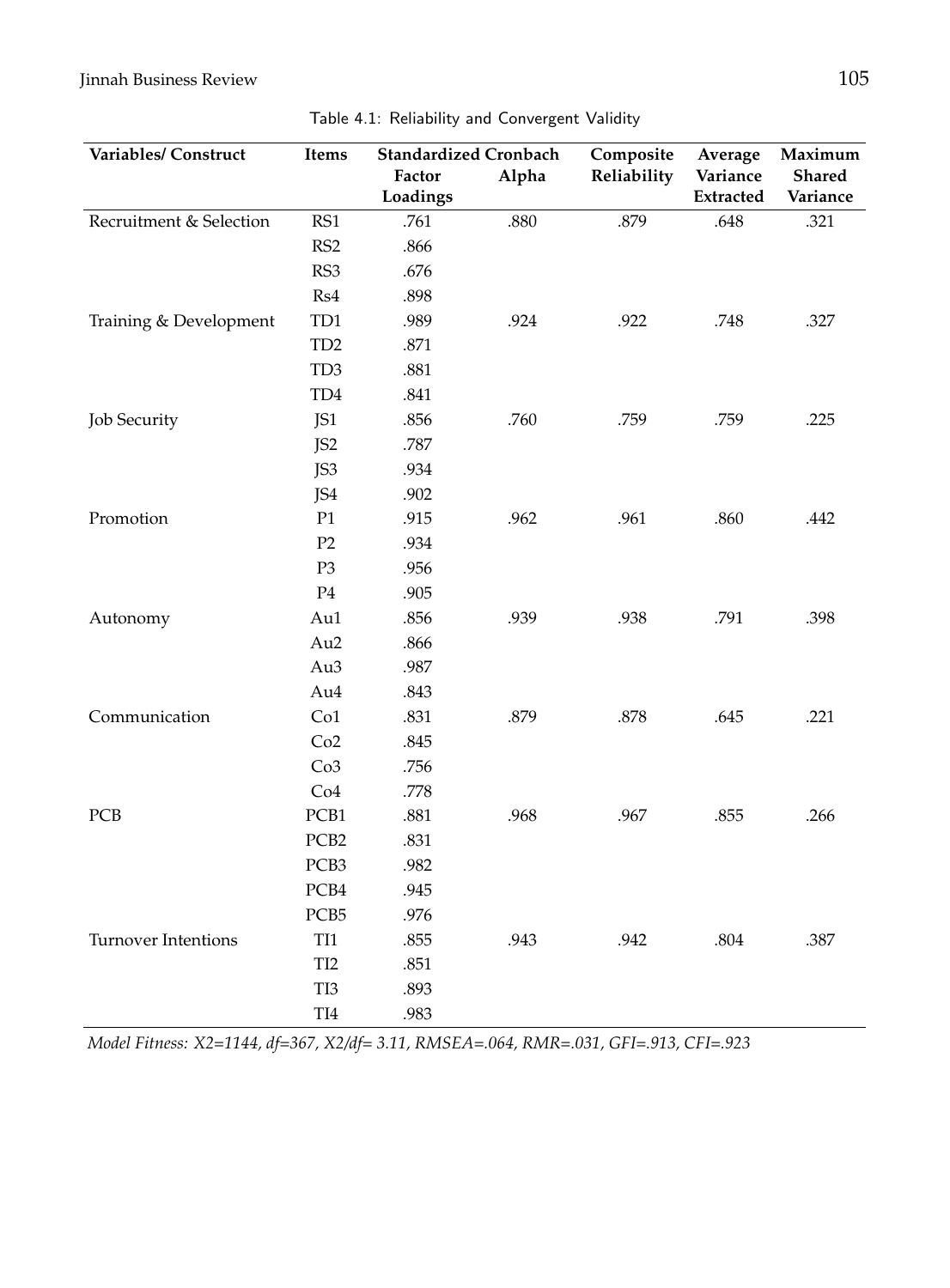Table 4.1: Reliability and Convergent Validity

| Variables/ Construct | Items | Standardized Factor Loadings | Cronbach Alpha | Composite Reliability | Average Variance Extracted | Maximum Shared Variance |
|---|---|---|---|---|---|---|
| Recruitment & Selection | RS1 | .761 | .880 | .879 | .648 | .321 |
| | RS2 | .866 | | | | |
| | RS3 | .676 | | | | |
| | Rs4 | .898 | | | | |
| Training & Development | TD1 | .989 | .924 | .922 | .748 | .327 |
| | TD2 | .871 | | | | |
| | TD3 | .881 | | | | |
| | TD4 | .841 | | | | |
| Job Security | JS1 | .856 | .760 | .759 | .759 | .225 |
| | JS2 | .787 | | | | |
| | JS3 | .934 | | | | |
| | JS4 | .902 | | | | |
| Promotion | P1 | .915 | .962 | .961 | .860 | .442 |
| | P2 | .934 | | | | |
| | P3 | .956 | | | | |
| | P4 | .905 | | | | |
| Autonomy | Au1 | .856 | .939 | .938 | .791 | .398 |
| | Au2 | .866 | | | | |
| | Au3 | .987 | | | | |
| | Au4 | .843 | | | | |
| Communication | Co1 | .831 | .879 | .878 | .645 | .221 |
| | Co2 | .845 | | | | |
| | Co3 | .756 | | | | |
| | Co4 | .778 | | | | |
| PCB | PCB1 | .881 | .968 | .967 | .855 | .266 |
| | PCB2 | .831 | | | | |
| | PCB3 | .982 | | | | |
| | PCB4 | .945 | | | | |
| | PCB5 | .976 | | | | |
| Turnover Intentions | TI1 | .855 | .943 | .942 | .804 | .387 |
| | TI2 | .851 | | | | |
| | TI3 | .893 | | | | |
| | TI4 | .983 | | | | |

*Model Fitness: X2=1144, df=367, X2/df= 3.11, RMSEA=.064, RMR=.031, GFI=.913, CFI=.923*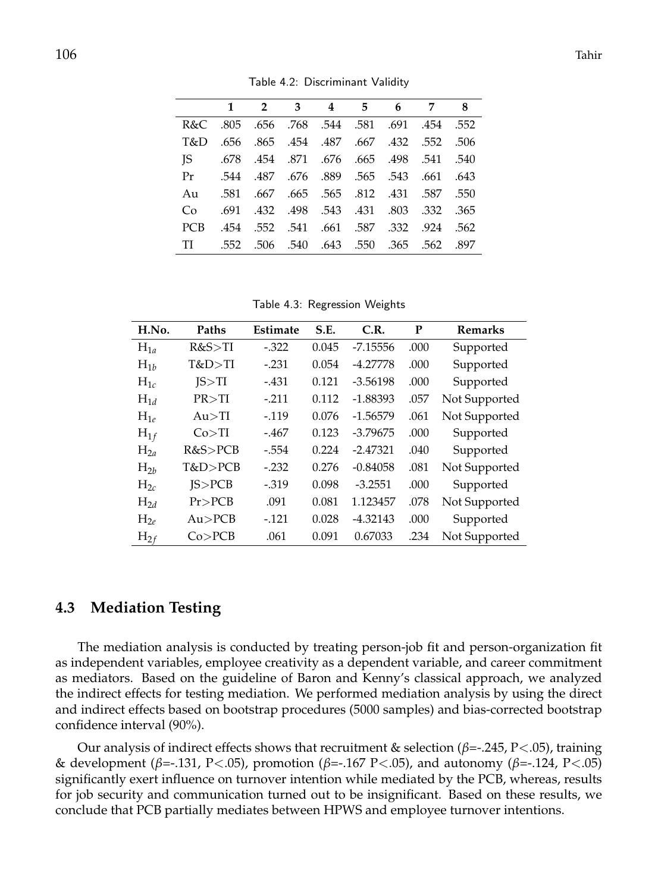Table 4.2: Discriminant Validity

| | 1 | 2 | 3 | 4 | 5 | 6 | 7 | 8 |
|---|---|---|---|---|---|---|---|---|
| R&C | .805 | .656 | .768 | .544 | .581 | .691 | .454 | .552 |
| T&D | .656 | .865 | .454 | .487 | .667 | .432 | .552 | .506 |
| JS | .678 | .454 | .871 | .676 | .665 | .498 | .541 | .540 |
| Pr | .544 | .487 | .676 | .889 | .565 | .543 | .661 | .643 |
| Au | .581 | .667 | .665 | .565 | .812 | .431 | .587 | .550 |
| Co | .691 | .432 | .498 | .543 | .431 | .803 | .332 | .365 |
| PCB | .454 | .552 | .541 | .661 | .587 | .332 | .924 | .562 |
| TI | .552 | .506 | .540 | .643 | .550 | .365 | .562 | .897 |

Table 4.3: Regression Weights

| H.No. | Paths | Estimate | S.E. | C.R. | P | Remarks |
|---|---|---|---|---|---|---|
| $H_{1a}$ | R&S>TI | -.322 | 0.045 | -7.15556 | .000 | Supported |
| $H_{1b}$ | T&D>TI | -.231 | 0.054 | -4.27778 | .000 | Supported |
| $H_{1c}$ | JS>TI | -.431 | 0.121 | -3.56198 | .000 | Supported |
| $H_{1d}$ | PR>TI | -.211 | 0.112 | -1.88393 | .057 | Not Supported |
| $H_{1e}$ | Au>TI | -.119 | 0.076 | -1.56579 | .061 | Not Supported |
| $H_{1f}$ | Co>TI | -.467 | 0.123 | -3.79675 | .000 | Supported |
| $H_{2a}$ | R&S>PCB | -.554 | 0.224 | -2.47321 | .040 | Supported |
| $H_{2b}$ | T&D>PCB | -.232 | 0.276 | -0.84058 | .081 | Not Supported |
| $H_{2c}$ | JS>PCB | -.319 | 0.098 | -3.2551 | .000 | Supported |
| $H_{2d}$ | Pr>PCB | .091 | 0.081 | 1.123457 | .078 | Not Supported |
| $H_{2e}$ | Au>PCB | -.121 | 0.028 | -4.32143 | .000 | Supported |
| $H_{2f}$ | Co>PCB | .061 | 0.091 | 0.67033 | .234 | Not Supported |

## 4.3 Mediation Testing

The mediation analysis is conducted by treating person-job fit and person-organization fit as independent variables, employee creativity as a dependent variable, and career commitment as mediators. Based on the guideline of Baron and Kenny's classical approach, we analyzed the indirect effects for testing mediation. We performed mediation analysis by using the direct and indirect effects based on bootstrap procedures (5000 samples) and bias-corrected bootstrap confidence interval (90%).

Our analysis of indirect effects shows that recruitment & selection ($\beta$=-.245, P<.05), training & development ($\beta$=-.131, P<.05), promotion ($\beta$=-.167 P<.05), and autonomy ($\beta$=-.124, P<.05) significantly exert influence on turnover intention while mediated by the PCB, whereas, results for job security and communication turned out to be insignificant. Based on these results, we conclude that PCB partially mediates between HPWS and employee turnover intentions.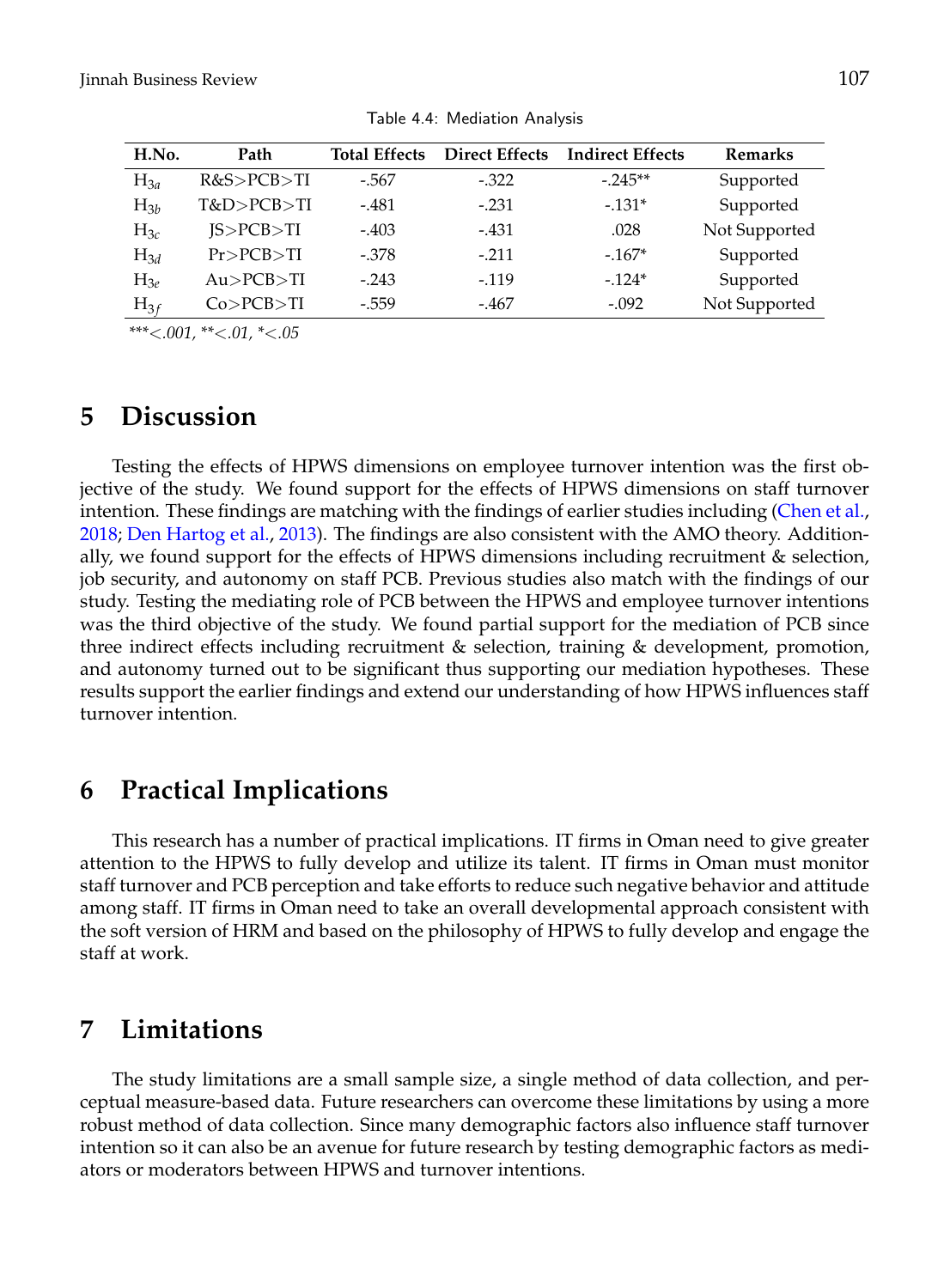Table 4.4: Mediation Analysis

| H.No. | Path | Total Effects | Direct Effects | Indirect Effects | Remarks |
|---|---|---|---|---|---|
| $H_{3a}$ | R&S>PCB>TI | -.567 | -.322 | -.245** | Supported |
| $H_{3b}$ | T&D>PCB>TI | -.481 | -.231 | -.131* | Supported |
| $H_{3c}$ | JS>PCB>TI | -.403 | -.431 | .028 | Not Supported |
| $H_{3d}$ | Pr>PCB>TI | -.378 | -.211 | -.167* | Supported |
| $H_{3e}$ | Au>PCB>TI | -.243 | -.119 | -.124* | Supported |
| $H_{3f}$ | Co>PCB>TI | -.559 | -.467 | -.092 | Not Supported |

*\*\*\*<.001, \*\*<.01, \*<.05*

## 5 Discussion

Testing the effects of HPWS dimensions on employee turnover intention was the first objective of the study. We found support for the effects of HPWS dimensions on staff turnover intention. These findings are matching with the findings of earlier studies including (Chen et al., 2018; Den Hartog et al., 2013). The findings are also consistent with the AMO theory. Additionally, we found support for the effects of HPWS dimensions including recruitment & selection, job security, and autonomy on staff PCB. Previous studies also match with the findings of our study. Testing the mediating role of PCB between the HPWS and employee turnover intentions was the third objective of the study. We found partial support for the mediation of PCB since three indirect effects including recruitment & selection, training & development, promotion, and autonomy turned out to be significant thus supporting our mediation hypotheses. These results support the earlier findings and extend our understanding of how HPWS influences staff turnover intention.

## 6 Practical Implications

This research has a number of practical implications. IT firms in Oman need to give greater attention to the HPWS to fully develop and utilize its talent. IT firms in Oman must monitor staff turnover and PCB perception and take efforts to reduce such negative behavior and attitude among staff. IT firms in Oman need to take an overall developmental approach consistent with the soft version of HRM and based on the philosophy of HPWS to fully develop and engage the staff at work.

## 7 Limitations

The study limitations are a small sample size, a single method of data collection, and perceptual measure-based data. Future researchers can overcome these limitations by using a more robust method of data collection. Since many demographic factors also influence staff turnover intention so it can also be an avenue for future research by testing demographic factors as mediators or moderators between HPWS and turnover intentions.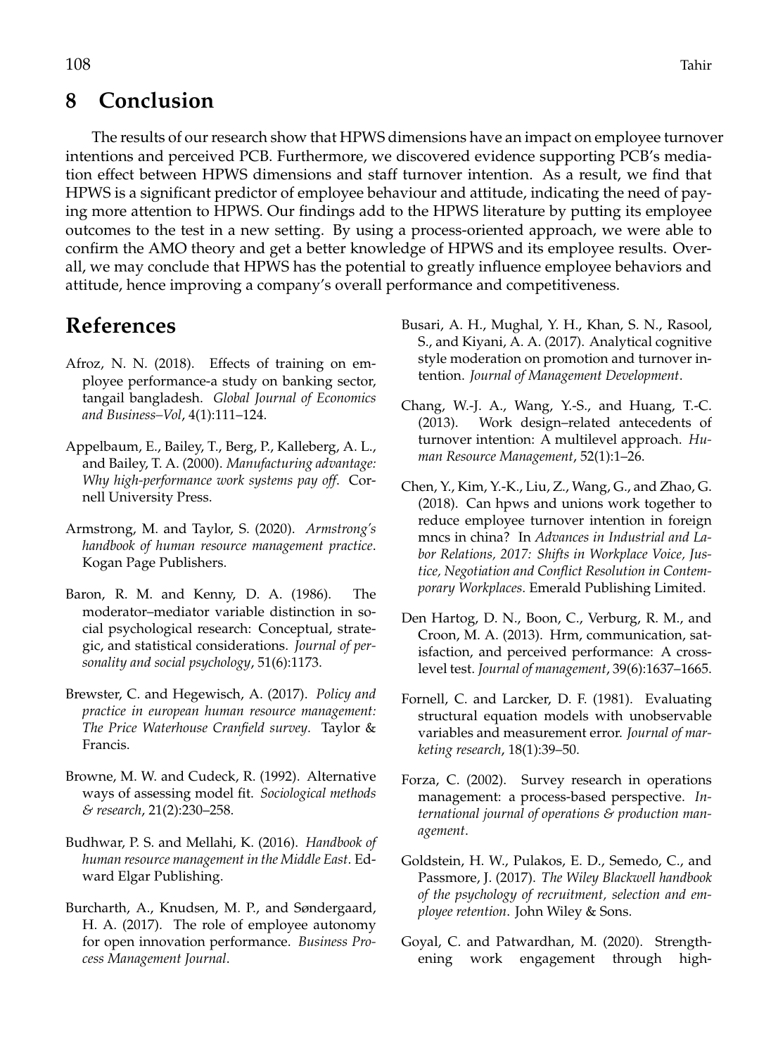## 8 Conclusion

The results of our research show that HPWS dimensions have an impact on employee turnover intentions and perceived PCB. Furthermore, we discovered evidence supporting PCB's mediation effect between HPWS dimensions and staff turnover intention. As a result, we find that HPWS is a significant predictor of employee behaviour and attitude, indicating the need of paying more attention to HPWS. Our findings add to the HPWS literature by putting its employee outcomes to the test in a new setting. By using a process-oriented approach, we were able to confirm the AMO theory and get a better knowledge of HPWS and its employee results. Overall, we may conclude that HPWS has the potential to greatly influence employee behaviors and attitude, hence improving a company's overall performance and competitiveness.

## References

Afroz, N. N. (2018). Effects of training on employee performance-a study on banking sector, tangail bangladesh. *Global Journal of Economics and Business–Vol*, 4(1):111–124.

Appelbaum, E., Bailey, T., Berg, P., Kalleberg, A. L., and Bailey, T. A. (2000). *Manufacturing advantage: Why high-performance work systems pay off*. Cornell University Press.

Armstrong, M. and Taylor, S. (2020). *Armstrong's handbook of human resource management practice*. Kogan Page Publishers.

Baron, R. M. and Kenny, D. A. (1986). The moderator–mediator variable distinction in social psychological research: Conceptual, strategic, and statistical considerations. *Journal of personality and social psychology*, 51(6):1173.

Brewster, C. and Hegewisch, A. (2017). *Policy and practice in european human resource management: The Price Waterhouse Cranfield survey*. Taylor & Francis.

Browne, M. W. and Cudeck, R. (1992). Alternative ways of assessing model fit. *Sociological methods & research*, 21(2):230–258.

Budhwar, P. S. and Mellahi, K. (2016). *Handbook of human resource management in the Middle East*. Edward Elgar Publishing.

Burcharth, A., Knudsen, M. P., and Søndergaard, H. A. (2017). The role of employee autonomy for open innovation performance. *Business Process Management Journal*.

Busari, A. H., Mughal, Y. H., Khan, S. N., Rasool, S., and Kiyani, A. A. (2017). Analytical cognitive style moderation on promotion and turnover intention. *Journal of Management Development*.

Chang, W.-J. A., Wang, Y.-S., and Huang, T.-C. (2013). Work design–related antecedents of turnover intention: A multilevel approach. *Human Resource Management*, 52(1):1–26.

Chen, Y., Kim, Y.-K., Liu, Z., Wang, G., and Zhao, G. (2018). Can hpws and unions work together to reduce employee turnover intention in foreign mncs in china? In *Advances in Industrial and Labor Relations, 2017: Shifts in Workplace Voice, Justice, Negotiation and Conflict Resolution in Contemporary Workplaces*. Emerald Publishing Limited.

Den Hartog, D. N., Boon, C., Verburg, R. M., and Croon, M. A. (2013). Hrm, communication, satisfaction, and perceived performance: A cross-level test. *Journal of management*, 39(6):1637–1665.

Fornell, C. and Larcker, D. F. (1981). Evaluating structural equation models with unobservable variables and measurement error. *Journal of marketing research*, 18(1):39–50.

Forza, C. (2002). Survey research in operations management: a process-based perspective. *International journal of operations & production management*.

Goldstein, H. W., Pulakos, E. D., Semedo, C., and Passmore, J. (2017). *The Wiley Blackwell handbook of the psychology of recruitment, selection and employee retention*. John Wiley & Sons.

Goyal, C. and Patwardhan, M. (2020). Strengthening work engagement through high-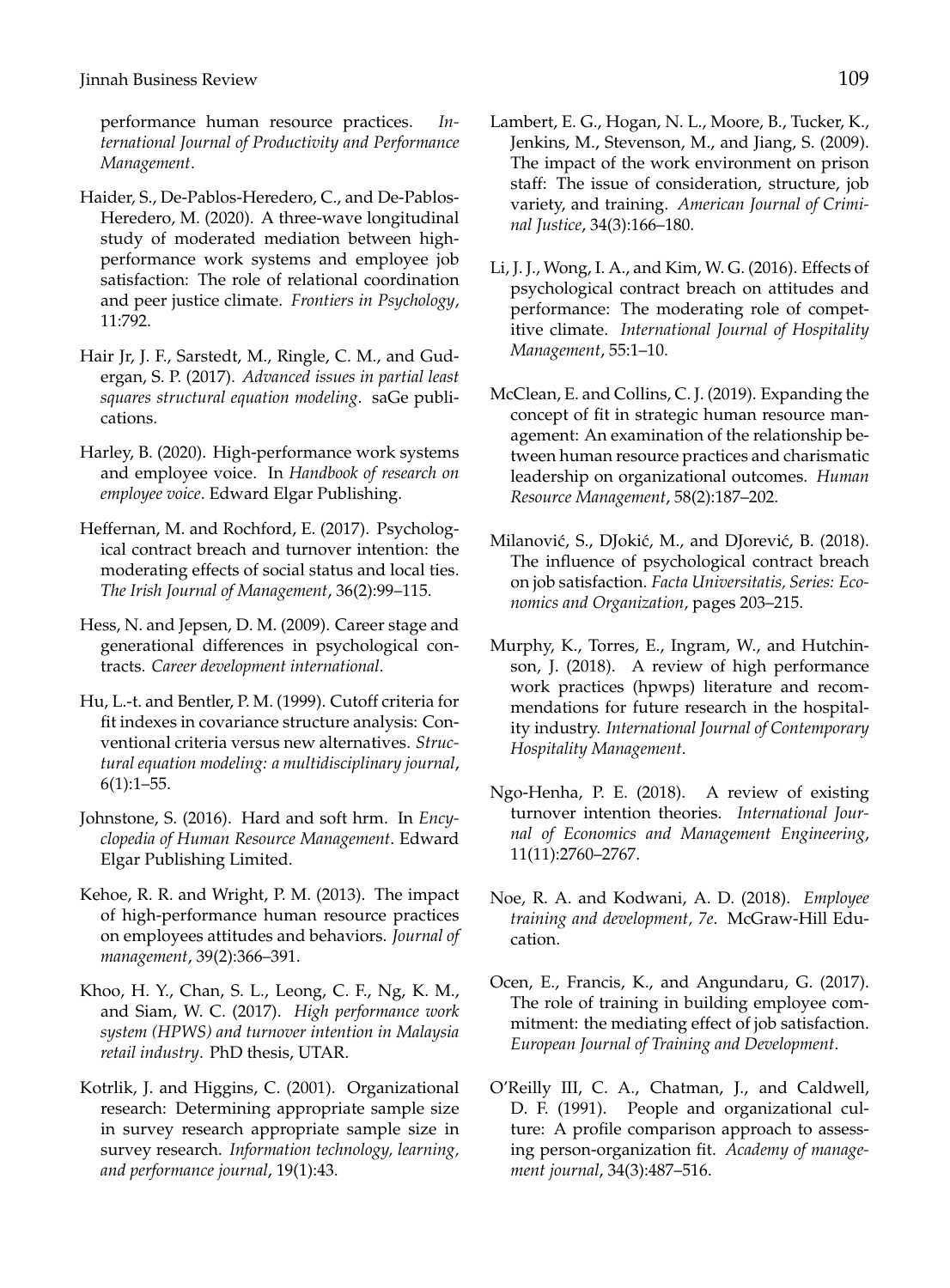performance human resource practices. *International Journal of Productivity and Performance Management*.

Haider, S., De-Pablos-Heredero, C., and De-Pablos-Heredero, M. (2020). A three-wave longitudinal study of moderated mediation between high-performance work systems and employee job satisfaction: The role of relational coordination and peer justice climate. *Frontiers in Psychology*, 11:792.

Hair Jr, J. F., Sarstedt, M., Ringle, C. M., and Gudergan, S. P. (2017). *Advanced issues in partial least squares structural equation modeling*. saGe publications.

Harley, B. (2020). High-performance work systems and employee voice. In *Handbook of research on employee voice*. Edward Elgar Publishing.

Heffernan, M. and Rochford, E. (2017). Psychological contract breach and turnover intention: the moderating effects of social status and local ties. *The Irish Journal of Management*, 36(2):99–115.

Hess, N. and Jepsen, D. M. (2009). Career stage and generational differences in psychological contracts. *Career development international*.

Hu, L.-t. and Bentler, P. M. (1999). Cutoff criteria for fit indexes in covariance structure analysis: Conventional criteria versus new alternatives. *Structural equation modeling: a multidisciplinary journal*, 6(1):1–55.

Johnstone, S. (2016). Hard and soft hrm. In *Encyclopedia of Human Resource Management*. Edward Elgar Publishing Limited.

Kehoe, R. R. and Wright, P. M. (2013). The impact of high-performance human resource practices on employees attitudes and behaviors. *Journal of management*, 39(2):366–391.

Khoo, H. Y., Chan, S. L., Leong, C. F., Ng, K. M., and Siam, W. C. (2017). *High performance work system (HPWS) and turnover intention in Malaysia retail industry*. PhD thesis, UTAR.

Kotrlik, J. and Higgins, C. (2001). Organizational research: Determining appropriate sample size in survey research appropriate sample size in survey research. *Information technology, learning, and performance journal*, 19(1):43.

Lambert, E. G., Hogan, N. L., Moore, B., Tucker, K., Jenkins, M., Stevenson, M., and Jiang, S. (2009). The impact of the work environment on prison staff: The issue of consideration, structure, job variety, and training. *American Journal of Criminal Justice*, 34(3):166–180.

Li, J. J., Wong, I. A., and Kim, W. G. (2016). Effects of psychological contract breach on attitudes and performance: The moderating role of competitive climate. *International Journal of Hospitality Management*, 55:1–10.

McClean, E. and Collins, C. J. (2019). Expanding the concept of fit in strategic human resource management: An examination of the relationship between human resource practices and charismatic leadership on organizational outcomes. *Human Resource Management*, 58(2):187–202.

Milanović, S., DJokić, M., and DJorević, B. (2018). The influence of psychological contract breach on job satisfaction. *Facta Universitatis, Series: Economics and Organization*, pages 203–215.

Murphy, K., Torres, E., Ingram, W., and Hutchinson, J. (2018). A review of high performance work practices (hpwps) literature and recommendations for future research in the hospitality industry. *International Journal of Contemporary Hospitality Management*.

Ngo-Henha, P. E. (2018). A review of existing turnover intention theories. *International Journal of Economics and Management Engineering*, 11(11):2760–2767.

Noe, R. A. and Kodwani, A. D. (2018). *Employee training and development, 7e*. McGraw-Hill Education.

Ocen, E., Francis, K., and Angundaru, G. (2017). The role of training in building employee commitment: the mediating effect of job satisfaction. *European Journal of Training and Development*.

O'Reilly III, C. A., Chatman, J., and Caldwell, D. F. (1991). People and organizational culture: A profile comparison approach to assessing person-organization fit. *Academy of management journal*, 34(3):487–516.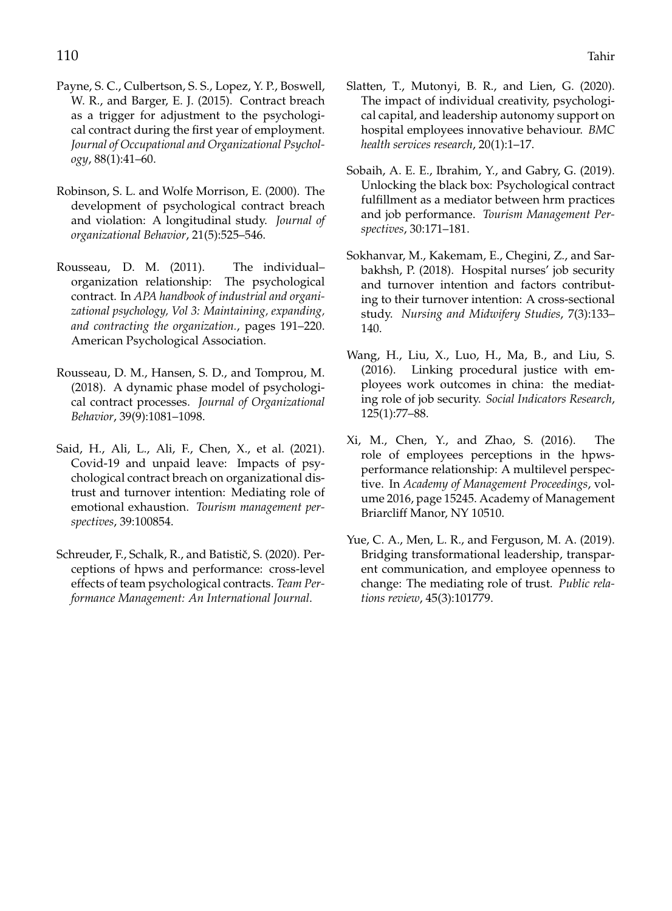Payne, S. C., Culbertson, S. S., Lopez, Y. P., Boswell, W. R., and Barger, E. J. (2015). Contract breach as a trigger for adjustment to the psychological contract during the first year of employment. *Journal of Occupational and Organizational Psychology*, 88(1):41–60.

Robinson, S. L. and Wolfe Morrison, E. (2000). The development of psychological contract breach and violation: A longitudinal study. *Journal of organizational Behavior*, 21(5):525–546.

Rousseau, D. M. (2011). The individual–organization relationship: The psychological contract. In *APA handbook of industrial and organizational psychology, Vol 3: Maintaining, expanding, and contracting the organization.*, pages 191–220. American Psychological Association.

Rousseau, D. M., Hansen, S. D., and Tomprou, M. (2018). A dynamic phase model of psychological contract processes. *Journal of Organizational Behavior*, 39(9):1081–1098.

Said, H., Ali, L., Ali, F., Chen, X., et al. (2021). Covid-19 and unpaid leave: Impacts of psychological contract breach on organizational distrust and turnover intention: Mediating role of emotional exhaustion. *Tourism management perspectives*, 39:100854.

Schreuder, F., Schalk, R., and Batistič, S. (2020). Perceptions of hpws and performance: cross-level effects of team psychological contracts. *Team Performance Management: An International Journal*.

Slatten, T., Mutonyi, B. R., and Lien, G. (2020). The impact of individual creativity, psychological capital, and leadership autonomy support on hospital employees innovative behaviour. *BMC health services research*, 20(1):1–17.

Sobaih, A. E. E., Ibrahim, Y., and Gabry, G. (2019). Unlocking the black box: Psychological contract fulfillment as a mediator between hrm practices and job performance. *Tourism Management Perspectives*, 30:171–181.

Sokhanvar, M., Kakemam, E., Chegini, Z., and Sarbakhsh, P. (2018). Hospital nurses' job security and turnover intention and factors contributing to their turnover intention: A cross-sectional study. *Nursing and Midwifery Studies*, 7(3):133–140.

Wang, H., Liu, X., Luo, H., Ma, B., and Liu, S. (2016). Linking procedural justice with employees work outcomes in china: the mediating role of job security. *Social Indicators Research*, 125(1):77–88.

Xi, M., Chen, Y., and Zhao, S. (2016). The role of employees perceptions in the hpws-performance relationship: A multilevel perspective. In *Academy of Management Proceedings*, volume 2016, page 15245. Academy of Management Briarcliff Manor, NY 10510.

Yue, C. A., Men, L. R., and Ferguson, M. A. (2019). Bridging transformational leadership, transparent communication, and employee openness to change: The mediating role of trust. *Public relations review*, 45(3):101779.